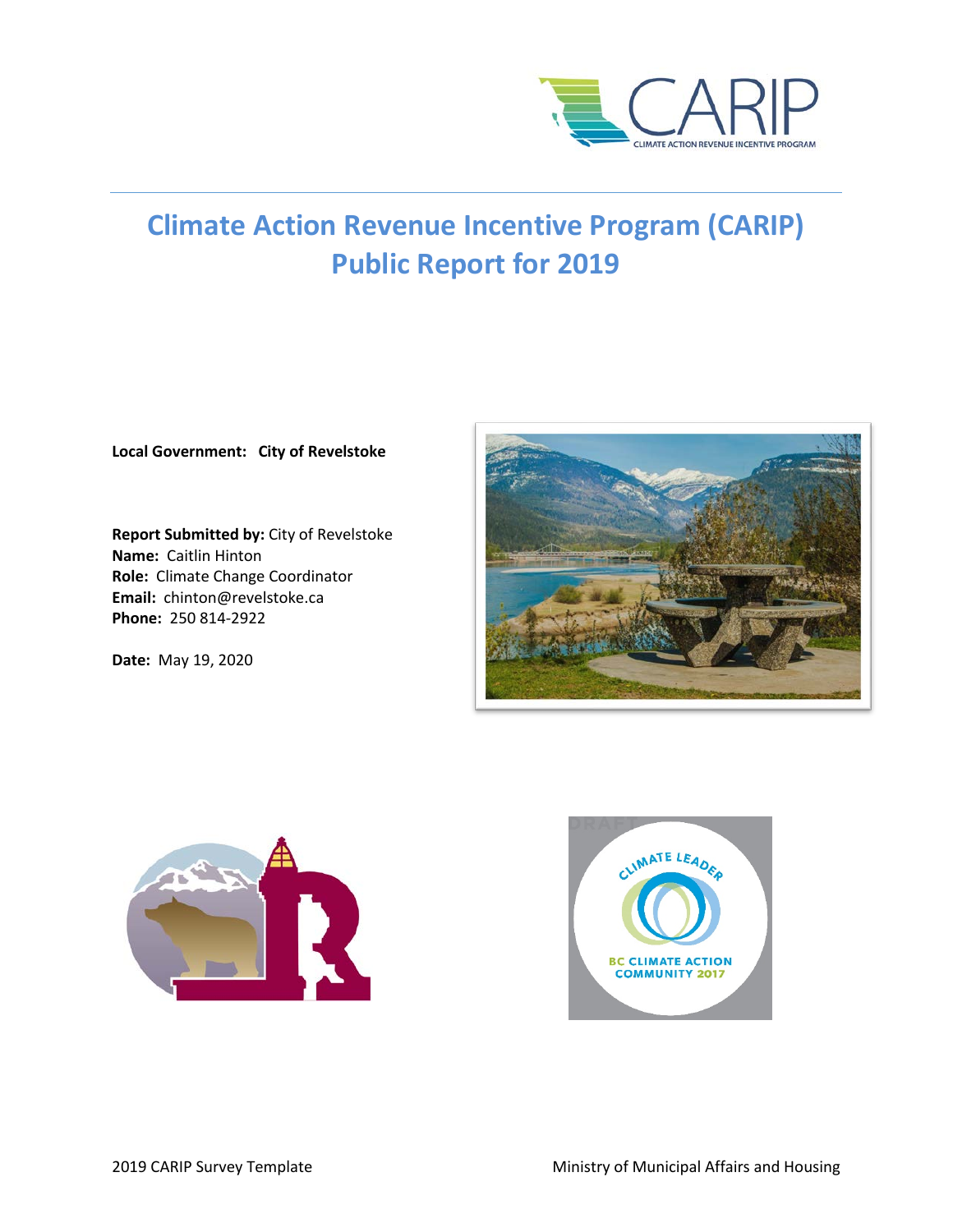# Climate Action Revenue Incentive Program (CARIP) Public Report for 2019

**Local Government: City of Revelstoke**

**Report Submitted by:** City of Revelstoke
**Name:** Caitlin Hinton
**Role:** Climate Change Coordinator
**Email:** chinton@revelstoke.ca
**Phone:** 250 814-2922

**Date:** May 19, 2020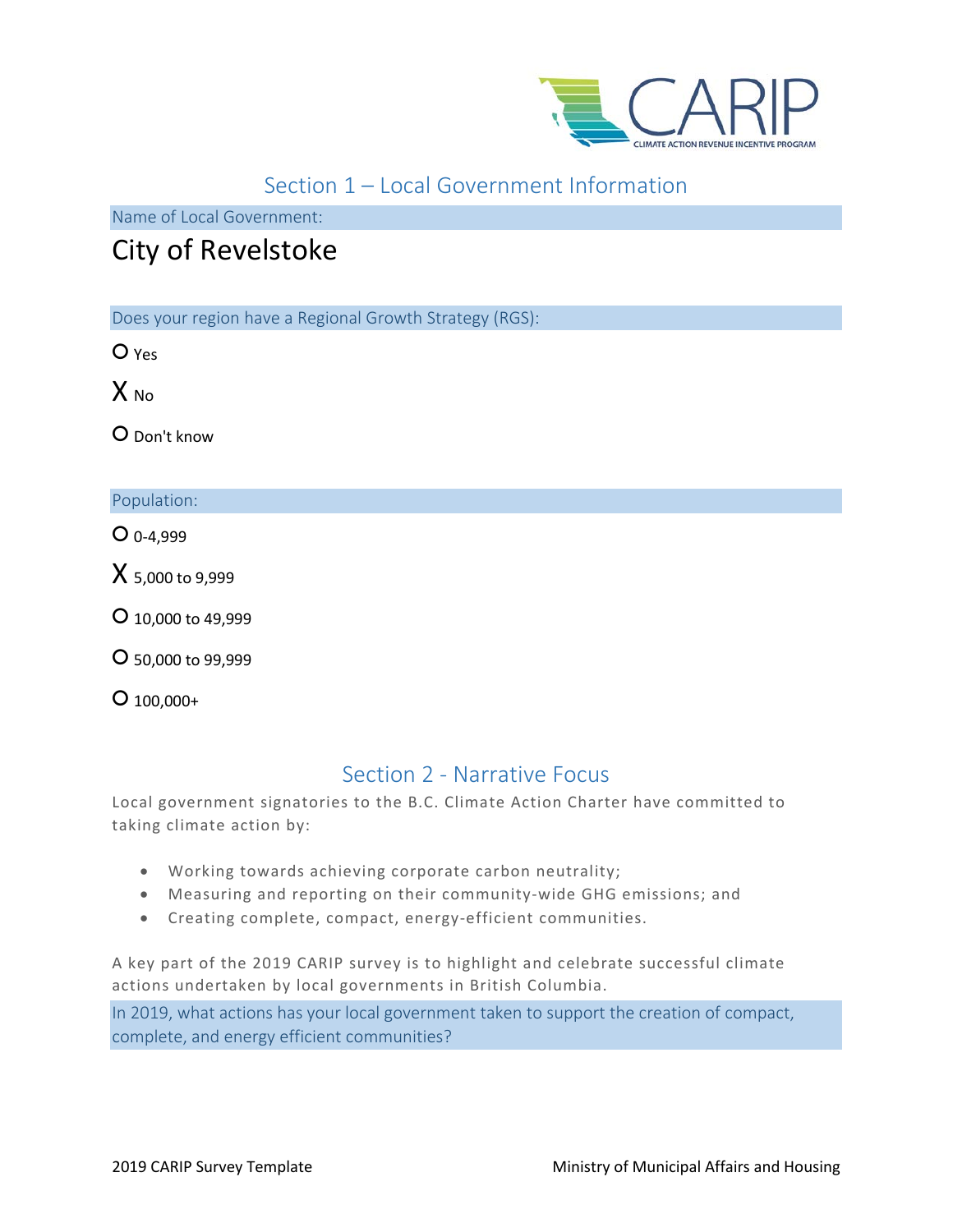## Section 1 – Local Government Information

Name of Local Government:

# City of Revelstoke

Does your region have a Regional Growth Strategy (RGS):

O Yes

X No

O Don't know

Population:

O 0-4,999

X 5,000 to 9,999

O 10,000 to 49,999

O 50,000 to 99,999

O 100,000+

## Section 2 - Narrative Focus

Local government signatories to the B.C. Climate Action Charter have committed to taking climate action by:

- Working towards achieving corporate carbon neutrality;
- Measuring and reporting on their community-wide GHG emissions; and
- Creating complete, compact, energy-efficient communities.

A key part of the 2019 CARIP survey is to highlight and celebrate successful climate actions undertaken by local governments in British Columbia.

In 2019, what actions has your local government taken to support the creation of compact, complete, and energy efficient communities?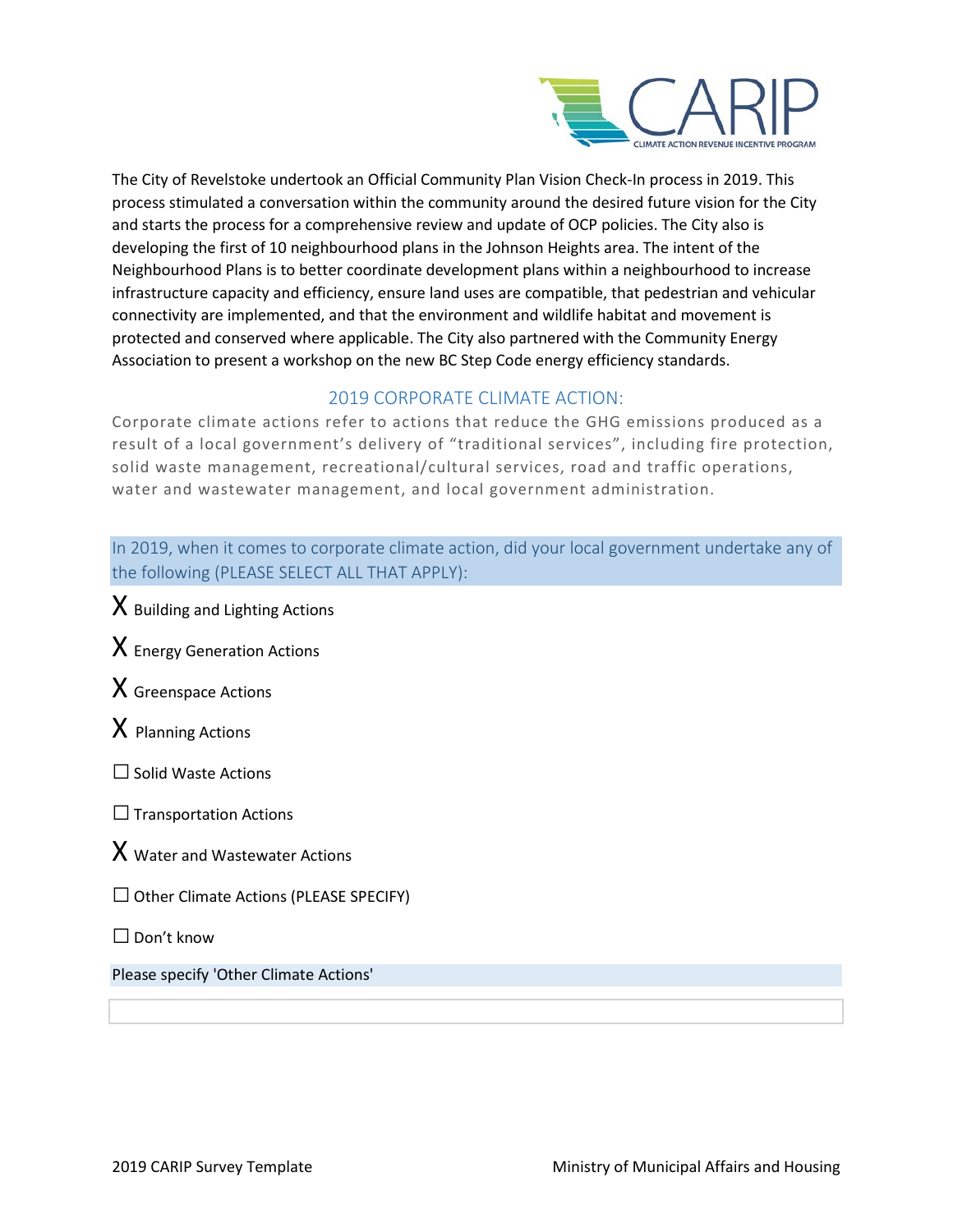The City of Revelstoke undertook an Official Community Plan Vision Check-In process in 2019. This process stimulated a conversation within the community around the desired future vision for the City and starts the process for a comprehensive review and update of OCP policies. The City also is developing the first of 10 neighbourhood plans in the Johnson Heights area. The intent of the Neighbourhood Plans is to better coordinate development plans within a neighbourhood to increase infrastructure capacity and efficiency, ensure land uses are compatible, that pedestrian and vehicular connectivity are implemented, and that the environment and wildlife habitat and movement is protected and conserved where applicable. The City also partnered with the Community Energy Association to present a workshop on the new BC Step Code energy efficiency standards.

## 2019 CORPORATE CLIMATE ACTION:

Corporate climate actions refer to actions that reduce the GHG emissions produced as a result of a local government's delivery of "traditional services", including fire protection, solid waste management, recreational/cultural services, road and traffic operations, water and wastewater management, and local government administration.

In 2019, when it comes to corporate climate action, did your local government undertake any of the following (PLEASE SELECT ALL THAT APPLY):

X Building and Lighting Actions

X Energy Generation Actions

X Greenspace Actions

X Planning Actions

☐ Solid Waste Actions

☐ Transportation Actions

X Water and Wastewater Actions

☐ Other Climate Actions (PLEASE SPECIFY)

☐ Don't know

Please specify 'Other Climate Actions'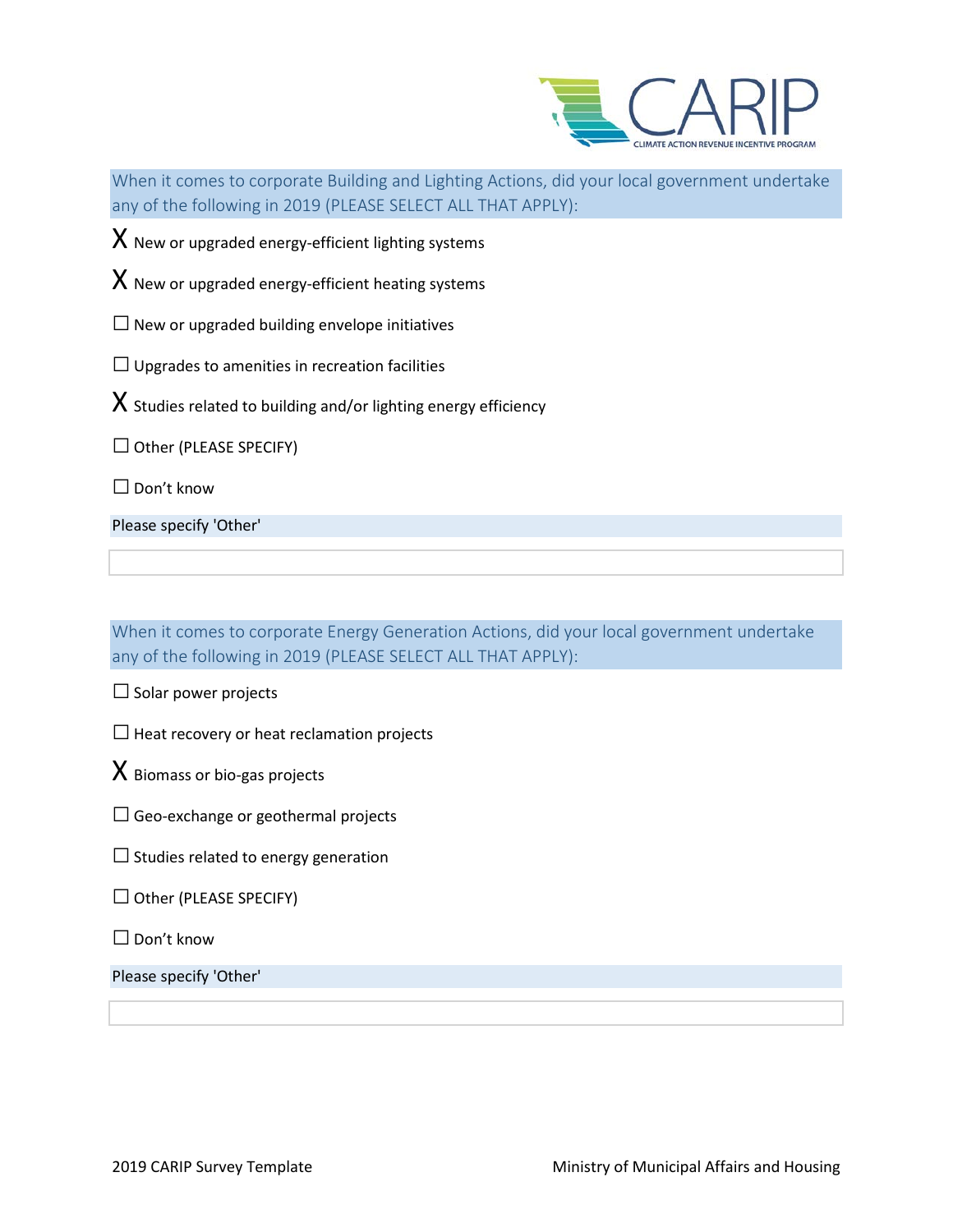When it comes to corporate Building and Lighting Actions, did your local government undertake any of the following in 2019 (PLEASE SELECT ALL THAT APPLY):

X New or upgraded energy-efficient lighting systems

X New or upgraded energy-efficient heating systems

☐ New or upgraded building envelope initiatives

☐ Upgrades to amenities in recreation facilities

X Studies related to building and/or lighting energy efficiency

☐ Other (PLEASE SPECIFY)

☐ Don't know

Please specify 'Other'

When it comes to corporate Energy Generation Actions, did your local government undertake any of the following in 2019 (PLEASE SELECT ALL THAT APPLY):

☐ Solar power projects

☐ Heat recovery or heat reclamation projects

X Biomass or bio-gas projects

☐ Geo-exchange or geothermal projects

☐ Studies related to energy generation

☐ Other (PLEASE SPECIFY)

☐ Don't know

Please specify 'Other'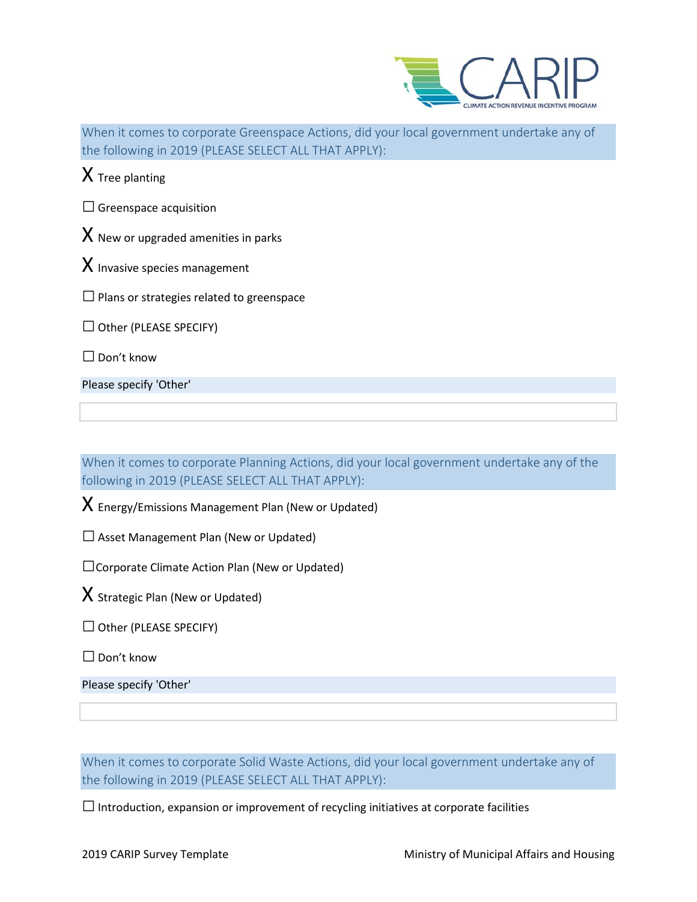When it comes to corporate Greenspace Actions, did your local government undertake any of the following in 2019 (PLEASE SELECT ALL THAT APPLY):

X Tree planting

☐ Greenspace acquisition

X New or upgraded amenities in parks

X Invasive species management

☐ Plans or strategies related to greenspace

☐ Other (PLEASE SPECIFY)

☐ Don't know

Please specify 'Other'

When it comes to corporate Planning Actions, did your local government undertake any of the following in 2019 (PLEASE SELECT ALL THAT APPLY):

X Energy/Emissions Management Plan (New or Updated)

☐ Asset Management Plan (New or Updated)

☐ Corporate Climate Action Plan (New or Updated)

X Strategic Plan (New or Updated)

☐ Other (PLEASE SPECIFY)

☐ Don't know

Please specify 'Other'

When it comes to corporate Solid Waste Actions, did your local government undertake any of the following in 2019 (PLEASE SELECT ALL THAT APPLY):

☐ Introduction, expansion or improvement of recycling initiatives at corporate facilities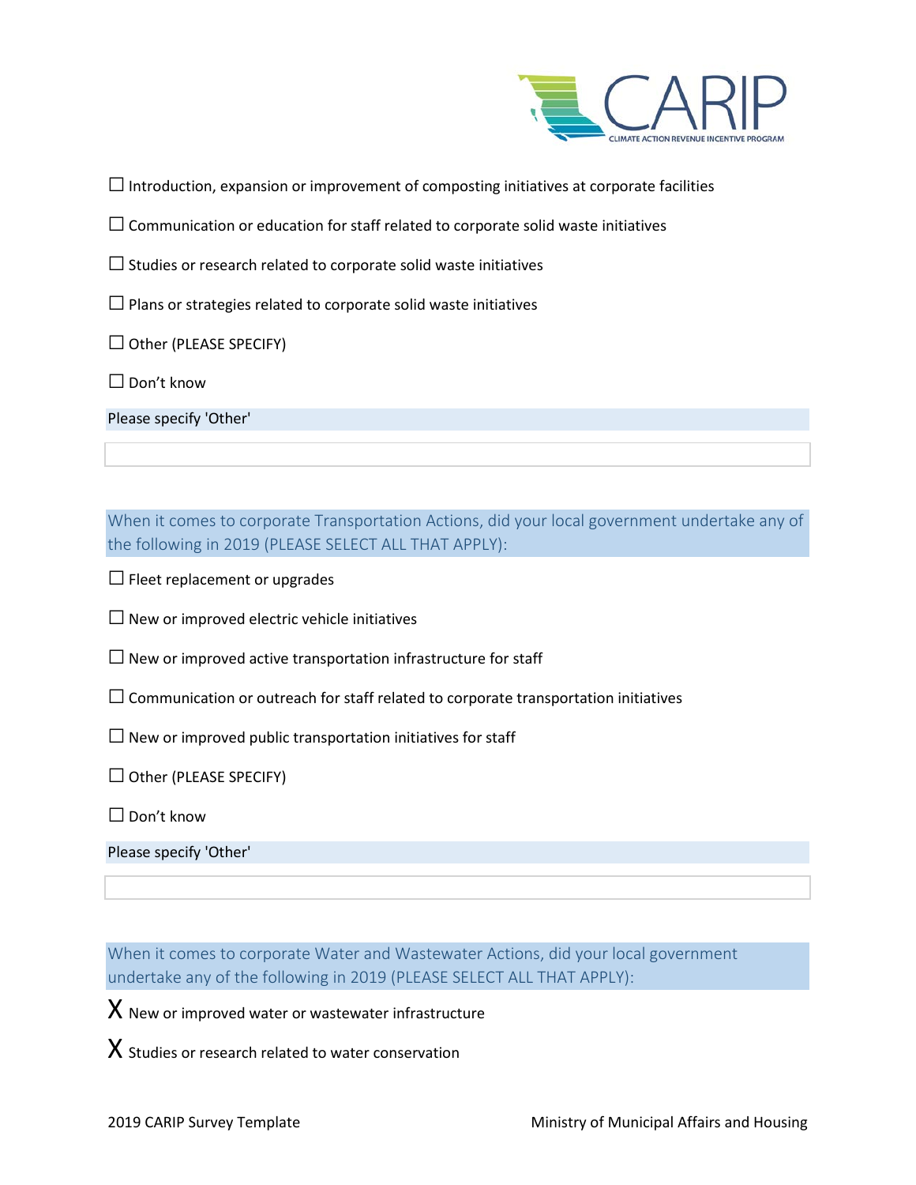☐ Introduction, expansion or improvement of composting initiatives at corporate facilities

☐ Communication or education for staff related to corporate solid waste initiatives

☐ Studies or research related to corporate solid waste initiatives

☐ Plans or strategies related to corporate solid waste initiatives

☐ Other (PLEASE SPECIFY)

☐ Don't know

Please specify 'Other'

When it comes to corporate Transportation Actions, did your local government undertake any of the following in 2019 (PLEASE SELECT ALL THAT APPLY):

☐ Fleet replacement or upgrades

☐ New or improved electric vehicle initiatives

☐ New or improved active transportation infrastructure for staff

☐ Communication or outreach for staff related to corporate transportation initiatives

☐ New or improved public transportation initiatives for staff

☐ Other (PLEASE SPECIFY)

☐ Don't know

Please specify 'Other'

When it comes to corporate Water and Wastewater Actions, did your local government undertake any of the following in 2019 (PLEASE SELECT ALL THAT APPLY):

X New or improved water or wastewater infrastructure

X Studies or research related to water conservation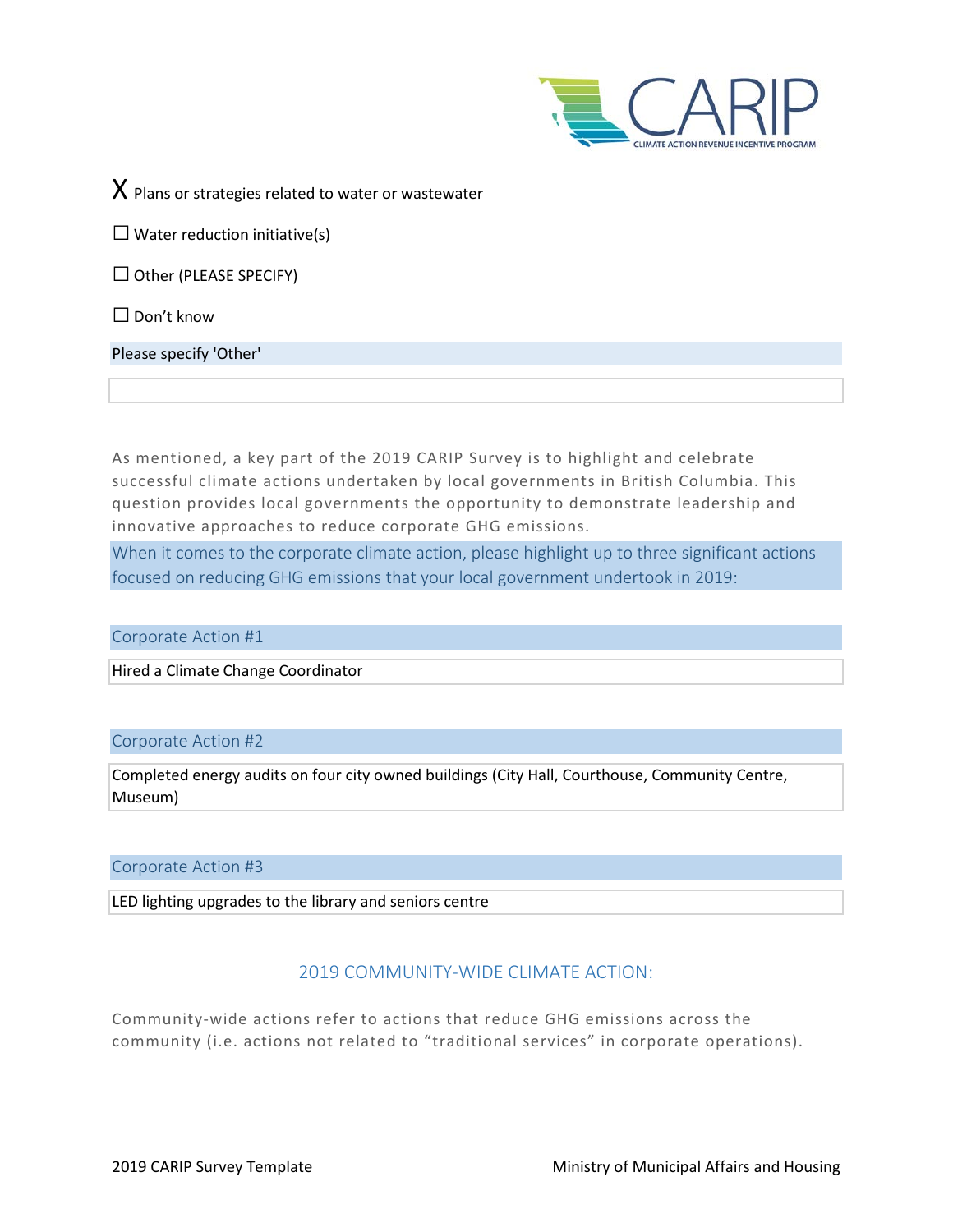X Plans or strategies related to water or wastewater

☐ Water reduction initiative(s)

☐ Other (PLEASE SPECIFY)

☐ Don't know

Please specify 'Other'

As mentioned, a key part of the 2019 CARIP Survey is to highlight and celebrate successful climate actions undertaken by local governments in British Columbia. This question provides local governments the opportunity to demonstrate leadership and innovative approaches to reduce corporate GHG emissions.

When it comes to the corporate climate action, please highlight up to three significant actions focused on reducing GHG emissions that your local government undertook in 2019:

Corporate Action #1

Hired a Climate Change Coordinator

Corporate Action #2

Completed energy audits on four city owned buildings (City Hall, Courthouse, Community Centre, Museum)

Corporate Action #3

LED lighting upgrades to the library and seniors centre

## 2019 COMMUNITY-WIDE CLIMATE ACTION:

Community-wide actions refer to actions that reduce GHG emissions across the community (i.e. actions not related to "traditional services" in corporate operations).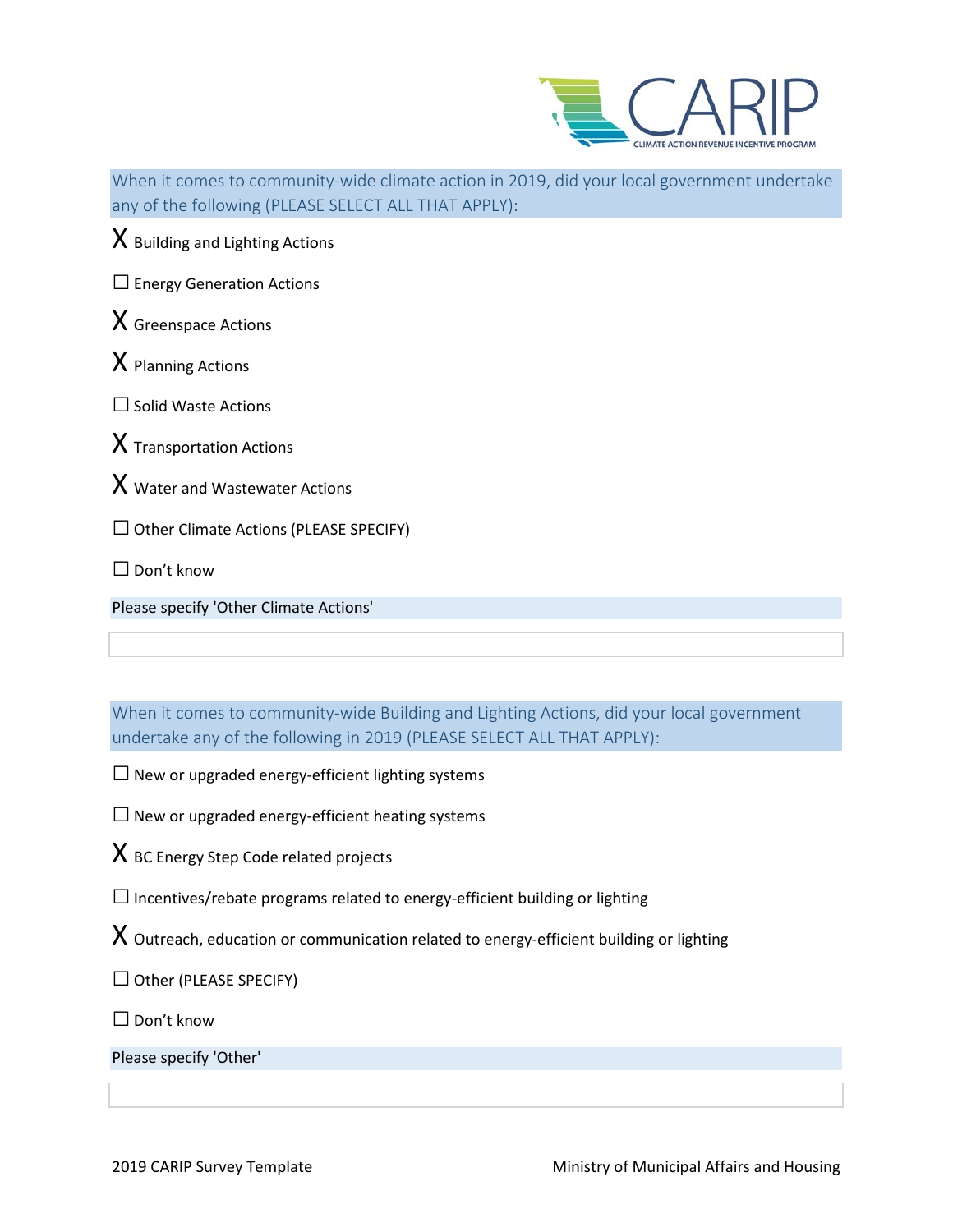When it comes to community-wide climate action in 2019, did your local government undertake any of the following (PLEASE SELECT ALL THAT APPLY):

X Building and Lighting Actions

☐ Energy Generation Actions

X Greenspace Actions

X Planning Actions

☐ Solid Waste Actions

X Transportation Actions

X Water and Wastewater Actions

☐ Other Climate Actions (PLEASE SPECIFY)

☐ Don't know

Please specify 'Other Climate Actions'

When it comes to community-wide Building and Lighting Actions, did your local government undertake any of the following in 2019 (PLEASE SELECT ALL THAT APPLY):

☐ New or upgraded energy-efficient lighting systems

☐ New or upgraded energy-efficient heating systems

X BC Energy Step Code related projects

☐ Incentives/rebate programs related to energy-efficient building or lighting

X Outreach, education or communication related to energy-efficient building or lighting

☐ Other (PLEASE SPECIFY)

☐ Don't know

Please specify 'Other'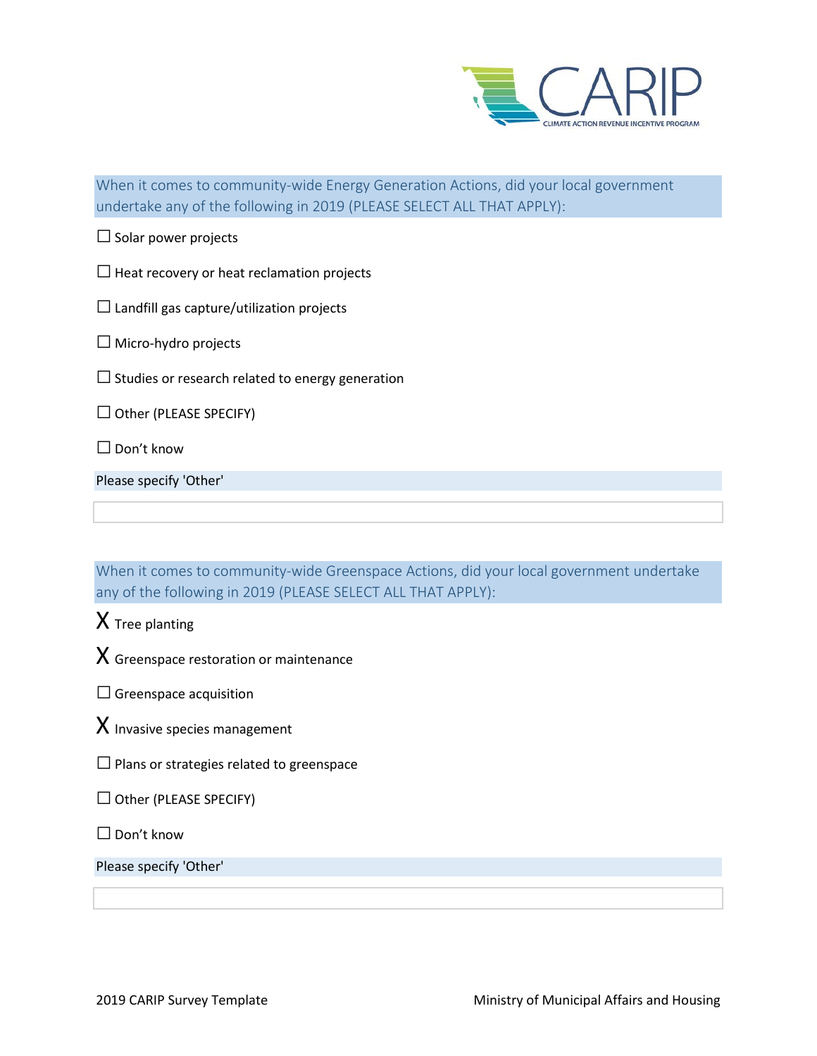When it comes to community-wide Energy Generation Actions, did your local government undertake any of the following in 2019 (PLEASE SELECT ALL THAT APPLY):

☐ Solar power projects

☐ Heat recovery or heat reclamation projects

☐ Landfill gas capture/utilization projects

☐ Micro-hydro projects

☐ Studies or research related to energy generation

☐ Other (PLEASE SPECIFY)

☐ Don't know

Please specify 'Other'

When it comes to community-wide Greenspace Actions, did your local government undertake any of the following in 2019 (PLEASE SELECT ALL THAT APPLY):

X Tree planting

X Greenspace restoration or maintenance

☐ Greenspace acquisition

X Invasive species management

☐ Plans or strategies related to greenspace

☐ Other (PLEASE SPECIFY)

☐ Don't know

Please specify 'Other'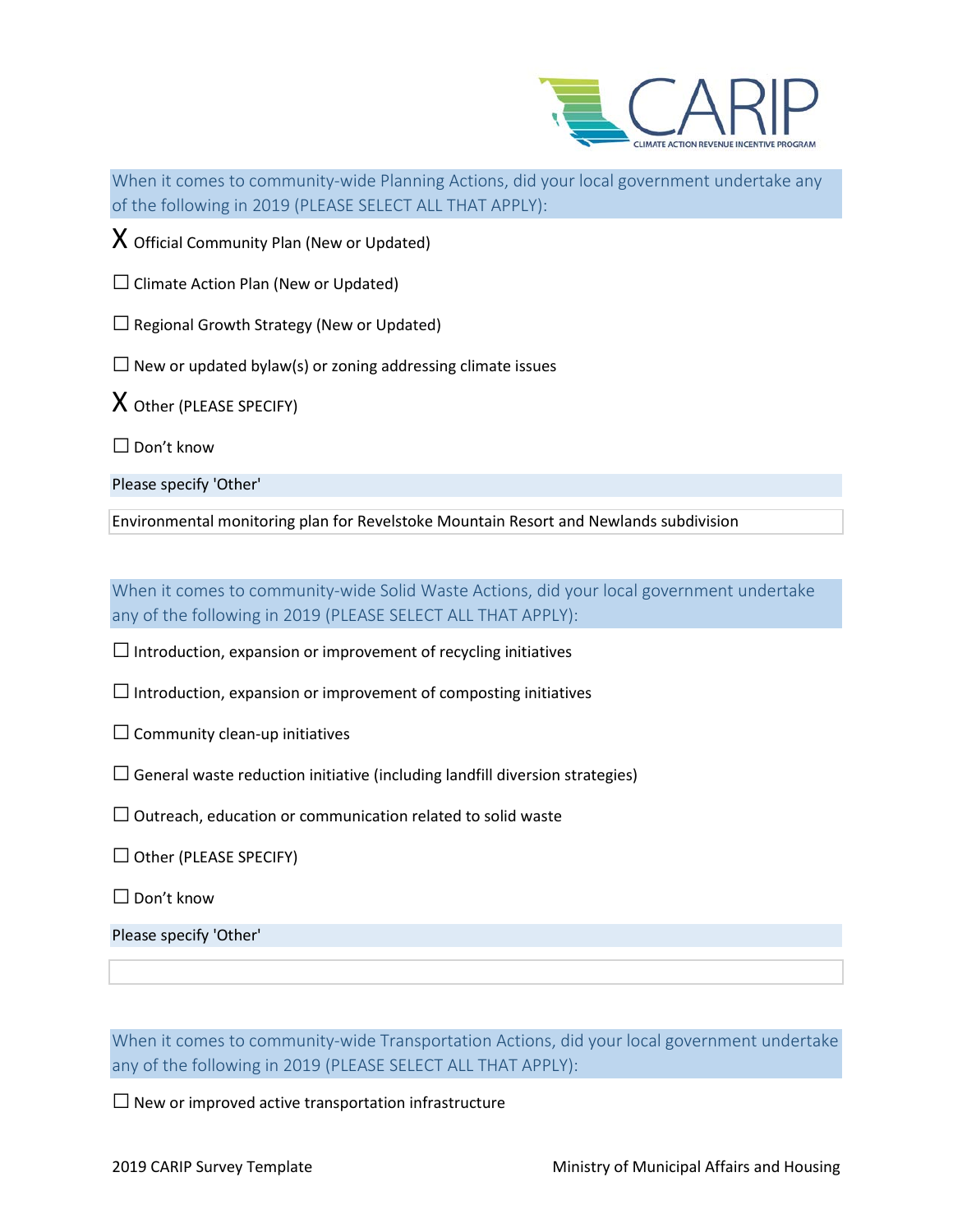When it comes to community-wide Planning Actions, did your local government undertake any of the following in 2019 (PLEASE SELECT ALL THAT APPLY):

X Official Community Plan (New or Updated)

☐ Climate Action Plan (New or Updated)

☐ Regional Growth Strategy (New or Updated)

☐ New or updated bylaw(s) or zoning addressing climate issues

X Other (PLEASE SPECIFY)

☐ Don't know

Please specify 'Other'

Environmental monitoring plan for Revelstoke Mountain Resort and Newlands subdivision

When it comes to community-wide Solid Waste Actions, did your local government undertake any of the following in 2019 (PLEASE SELECT ALL THAT APPLY):

☐ Introduction, expansion or improvement of recycling initiatives

☐ Introduction, expansion or improvement of composting initiatives

☐ Community clean-up initiatives

☐ General waste reduction initiative (including landfill diversion strategies)

☐ Outreach, education or communication related to solid waste

☐ Other (PLEASE SPECIFY)

☐ Don't know

Please specify 'Other'

When it comes to community-wide Transportation Actions, did your local government undertake any of the following in 2019 (PLEASE SELECT ALL THAT APPLY):

☐ New or improved active transportation infrastructure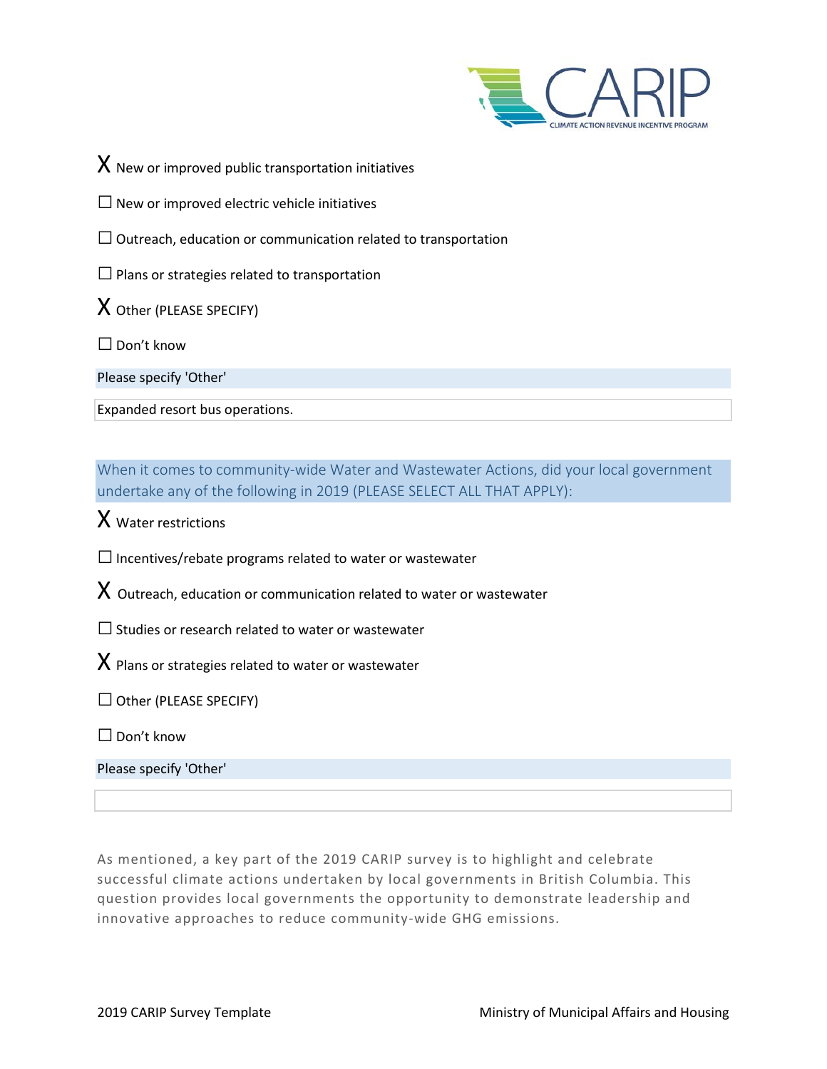X New or improved public transportation initiatives

☐ New or improved electric vehicle initiatives

☐ Outreach, education or communication related to transportation

☐ Plans or strategies related to transportation

X Other (PLEASE SPECIFY)

☐ Don't know

Please specify 'Other'

Expanded resort bus operations.

When it comes to community-wide Water and Wastewater Actions, did your local government undertake any of the following in 2019 (PLEASE SELECT ALL THAT APPLY):

X Water restrictions

☐ Incentives/rebate programs related to water or wastewater

X Outreach, education or communication related to water or wastewater

☐ Studies or research related to water or wastewater

X Plans or strategies related to water or wastewater

☐ Other (PLEASE SPECIFY)

☐ Don't know

Please specify 'Other'

As mentioned, a key part of the 2019 CARIP survey is to highlight and celebrate successful climate actions undertaken by local governments in British Columbia. This question provides local governments the opportunity to demonstrate leadership and innovative approaches to reduce community-wide GHG emissions.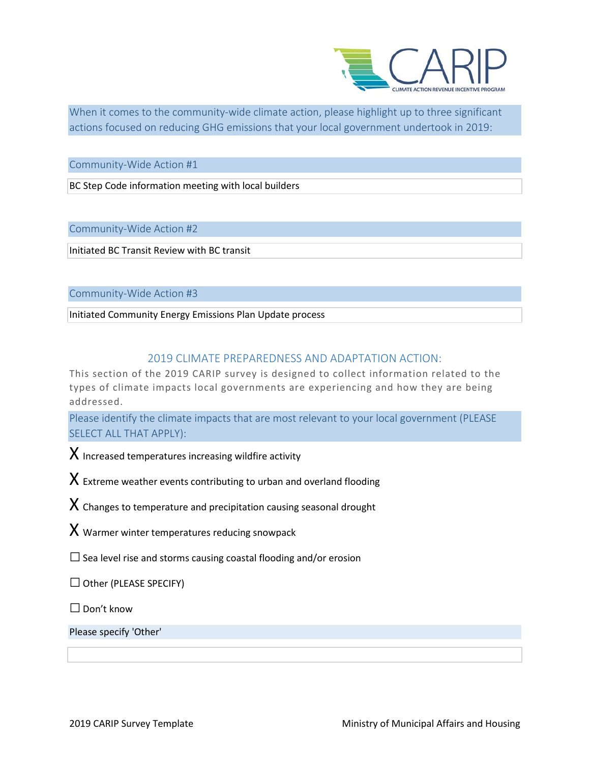When it comes to the community-wide climate action, please highlight up to three significant actions focused on reducing GHG emissions that your local government undertook in 2019:

Community-Wide Action #1

BC Step Code information meeting with local builders

Community-Wide Action #2

Initiated BC Transit Review with BC transit

Community-Wide Action #3

Initiated Community Energy Emissions Plan Update process

## 2019 CLIMATE PREPAREDNESS AND ADAPTATION ACTION:

This section of the 2019 CARIP survey is designed to collect information related to the types of climate impacts local governments are experiencing and how they are being addressed.

Please identify the climate impacts that are most relevant to your local government (PLEASE SELECT ALL THAT APPLY):

- X Increased temperatures increasing wildfire activity
- X Extreme weather events contributing to urban and overland flooding
- X Changes to temperature and precipitation causing seasonal drought
- X Warmer winter temperatures reducing snowpack
- ☐ Sea level rise and storms causing coastal flooding and/or erosion
- ☐ Other (PLEASE SPECIFY)
- ☐ Don't know

Please specify 'Other'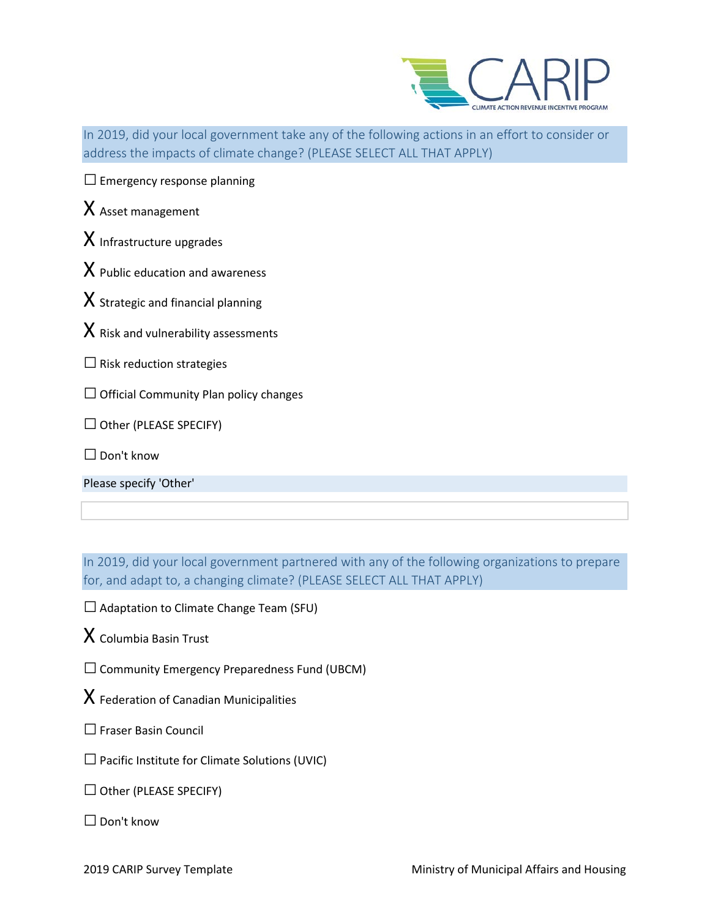In 2019, did your local government take any of the following actions in an effort to consider or address the impacts of climate change? (PLEASE SELECT ALL THAT APPLY)

☐ Emergency response planning

X Asset management

X Infrastructure upgrades

X Public education and awareness

X Strategic and financial planning

X Risk and vulnerability assessments

☐ Risk reduction strategies

☐ Official Community Plan policy changes

☐ Other (PLEASE SPECIFY)

☐ Don't know

Please specify 'Other'

In 2019, did your local government partnered with any of the following organizations to prepare for, and adapt to, a changing climate? (PLEASE SELECT ALL THAT APPLY)

☐ Adaptation to Climate Change Team (SFU)

X Columbia Basin Trust

☐ Community Emergency Preparedness Fund (UBCM)

X Federation of Canadian Municipalities

☐ Fraser Basin Council

☐ Pacific Institute for Climate Solutions (UVIC)

☐ Other (PLEASE SPECIFY)

☐ Don't know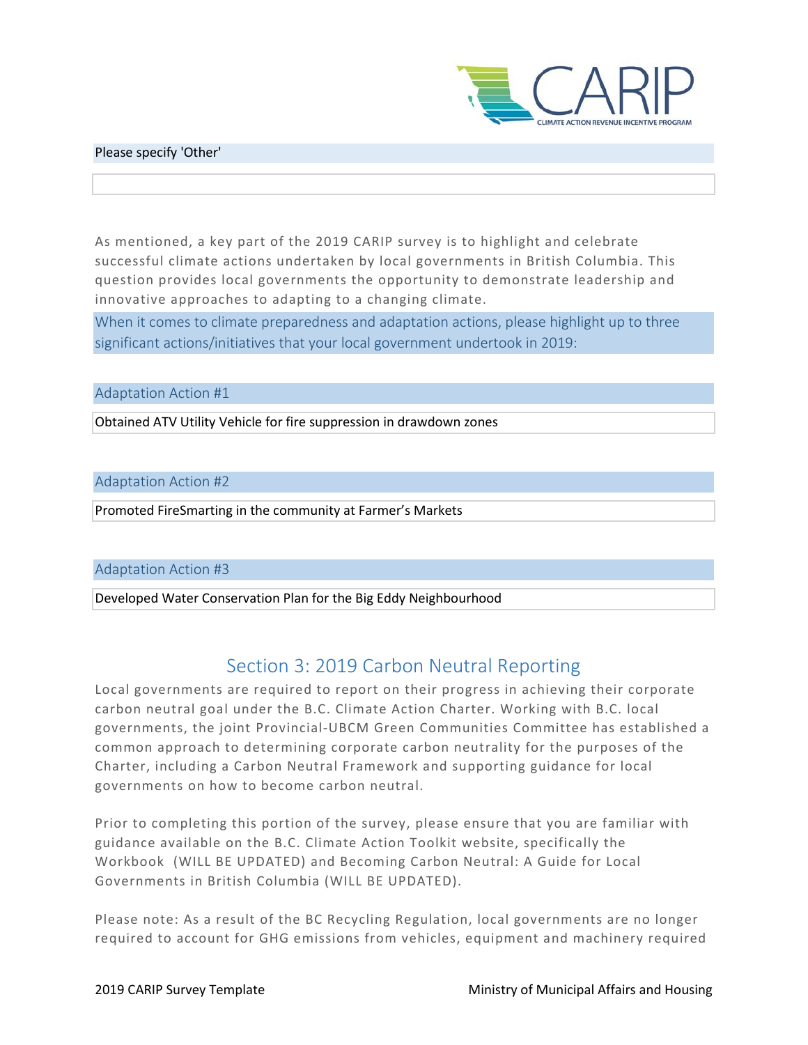Please specify 'Other'

As mentioned, a key part of the 2019 CARIP survey is to highlight and celebrate successful climate actions undertaken by local governments in British Columbia. This question provides local governments the opportunity to demonstrate leadership and innovative approaches to adapting to a changing climate.

When it comes to climate preparedness and adaptation actions, please highlight up to three significant actions/initiatives that your local government undertook in 2019:

Adaptation Action #1

Obtained ATV Utility Vehicle for fire suppression in drawdown zones

Adaptation Action #2

Promoted FireSmarting in the community at Farmer's Markets

Adaptation Action #3

Developed Water Conservation Plan for the Big Eddy Neighbourhood

## Section 3: 2019 Carbon Neutral Reporting

Local governments are required to report on their progress in achieving their corporate carbon neutral goal under the B.C. Climate Action Charter. Working with B.C. local governments, the joint Provincial-UBCM Green Communities Committee has established a common approach to determining corporate carbon neutrality for the purposes of the Charter, including a Carbon Neutral Framework and supporting guidance for local governments on how to become carbon neutral.

Prior to completing this portion of the survey, please ensure that you are familiar with guidance available on the B.C. Climate Action Toolkit website, specifically the Workbook (WILL BE UPDATED) and Becoming Carbon Neutral: A Guide for Local Governments in British Columbia (WILL BE UPDATED).

Please note: As a result of the BC Recycling Regulation, local governments are no longer required to account for GHG emissions from vehicles, equipment and machinery required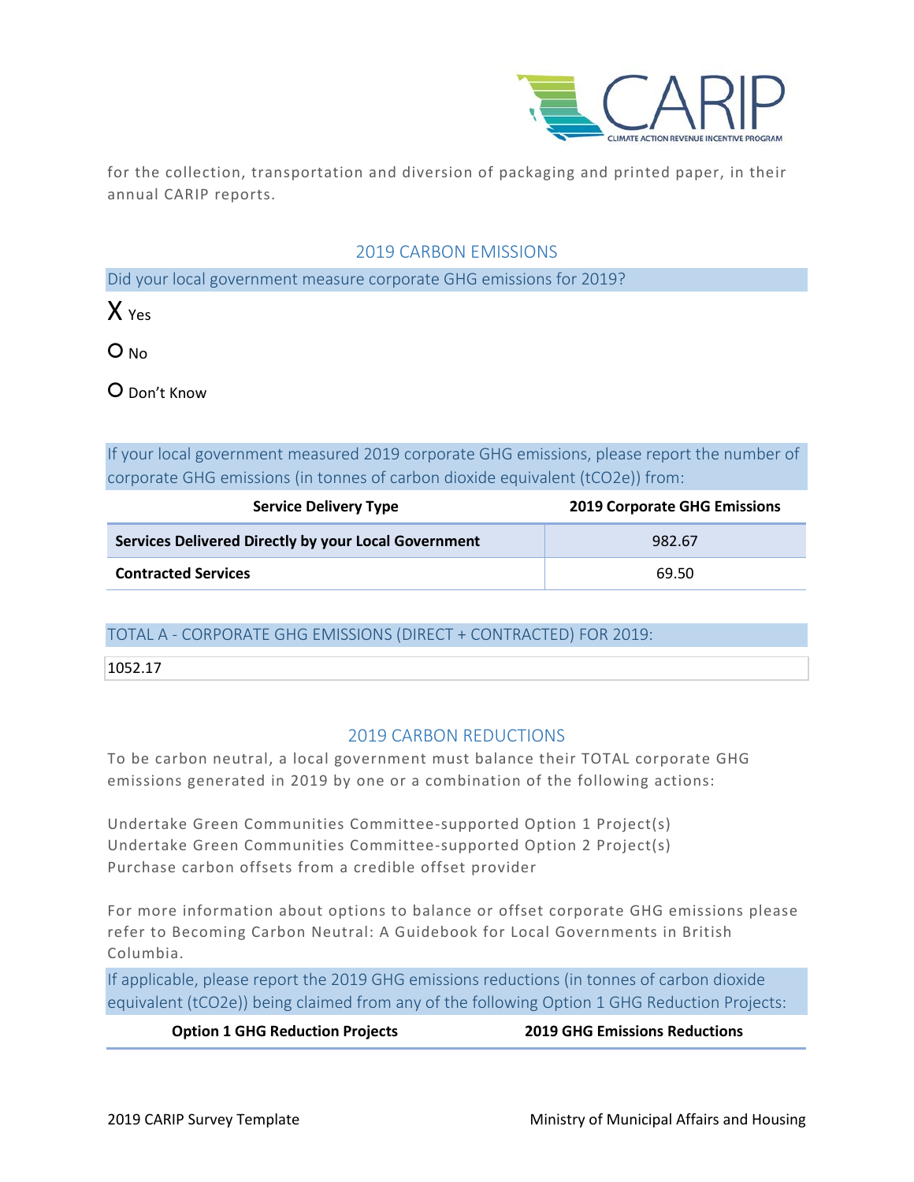for the collection, transportation and diversion of packaging and printed paper, in their annual CARIP reports.

## 2019 CARBON EMISSIONS

Did your local government measure corporate GHG emissions for 2019?

X Yes

O No

O Don't Know

If your local government measured 2019 corporate GHG emissions, please report the number of corporate GHG emissions (in tonnes of carbon dioxide equivalent (tCO2e)) from:

| Service Delivery Type | 2019 Corporate GHG Emissions |
|---|---|
| **Services Delivered Directly by your Local Government** | 982.67 |
| **Contracted Services** | 69.50 |

TOTAL A - CORPORATE GHG EMISSIONS (DIRECT + CONTRACTED) FOR 2019:

1052.17

## 2019 CARBON REDUCTIONS

To be carbon neutral, a local government must balance their TOTAL corporate GHG emissions generated in 2019 by one or a combination of the following actions:

Undertake Green Communities Committee-supported Option 1 Project(s)
Undertake Green Communities Committee-supported Option 2 Project(s)
Purchase carbon offsets from a credible offset provider

For more information about options to balance or offset corporate GHG emissions please refer to Becoming Carbon Neutral: A Guidebook for Local Governments in British Columbia.

If applicable, please report the 2019 GHG emissions reductions (in tonnes of carbon dioxide equivalent (tCO2e)) being claimed from any of the following Option 1 GHG Reduction Projects:

| Option 1 GHG Reduction Projects | 2019 GHG Emissions Reductions |
|---|---|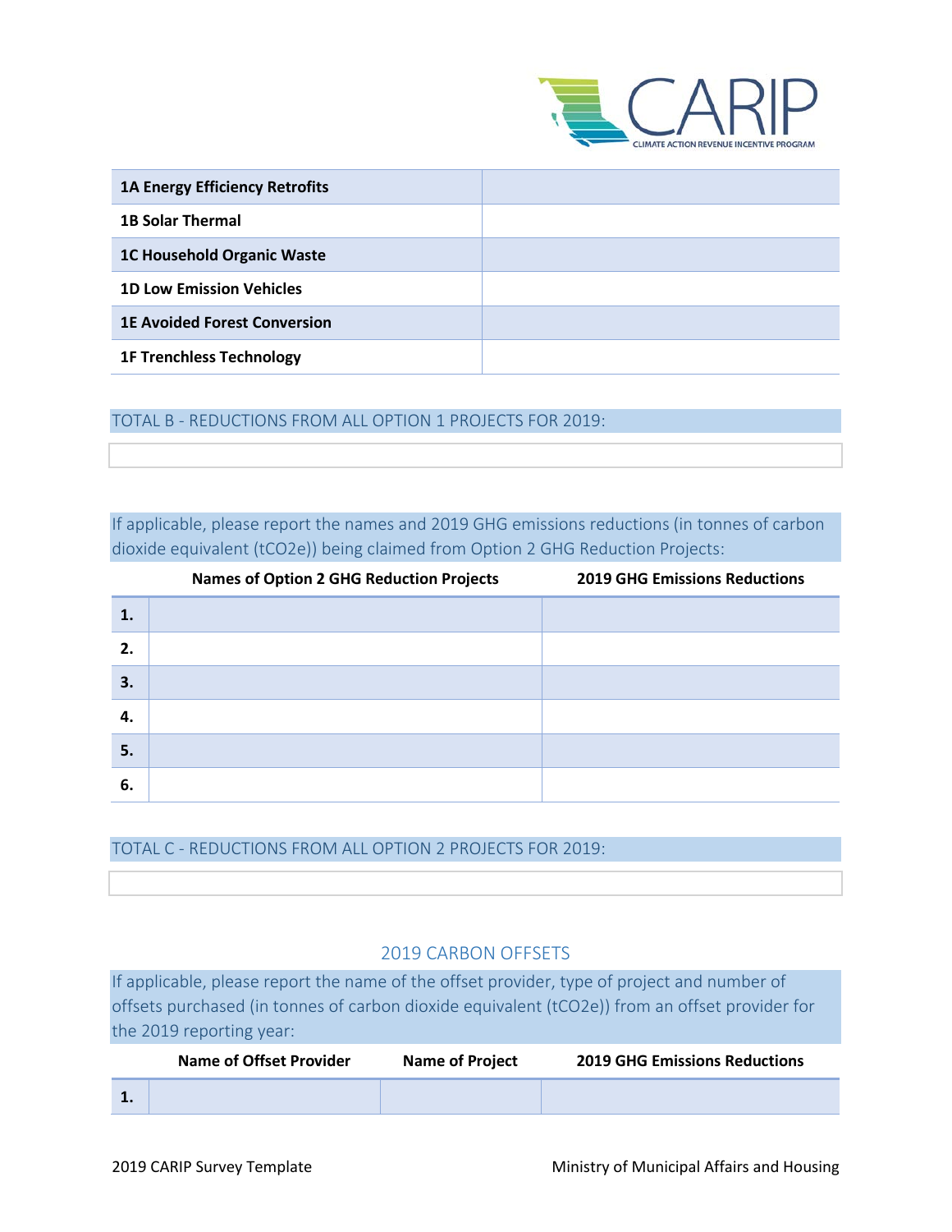| 1A Energy Efficiency Retrofits | |
|---|---|
| 1B Solar Thermal | |
| 1C Household Organic Waste | |
| 1D Low Emission Vehicles | |
| 1E Avoided Forest Conversion | |
| 1F Trenchless Technology | |

TOTAL B - REDUCTIONS FROM ALL OPTION 1 PROJECTS FOR 2019:

If applicable, please report the names and 2019 GHG emissions reductions (in tonnes of carbon dioxide equivalent (tCO2e)) being claimed from Option 2 GHG Reduction Projects:

| | Names of Option 2 GHG Reduction Projects | 2019 GHG Emissions Reductions |
|---|---|---|
| 1. | | |
| 2. | | |
| 3. | | |
| 4. | | |
| 5. | | |
| 6. | | |

TOTAL C - REDUCTIONS FROM ALL OPTION 2 PROJECTS FOR 2019:

## 2019 CARBON OFFSETS

If applicable, please report the name of the offset provider, type of project and number of offsets purchased (in tonnes of carbon dioxide equivalent (tCO2e)) from an offset provider for the 2019 reporting year:

| | Name of Offset Provider | Name of Project | 2019 GHG Emissions Reductions |
|---|---|---|---|
| 1. | | | |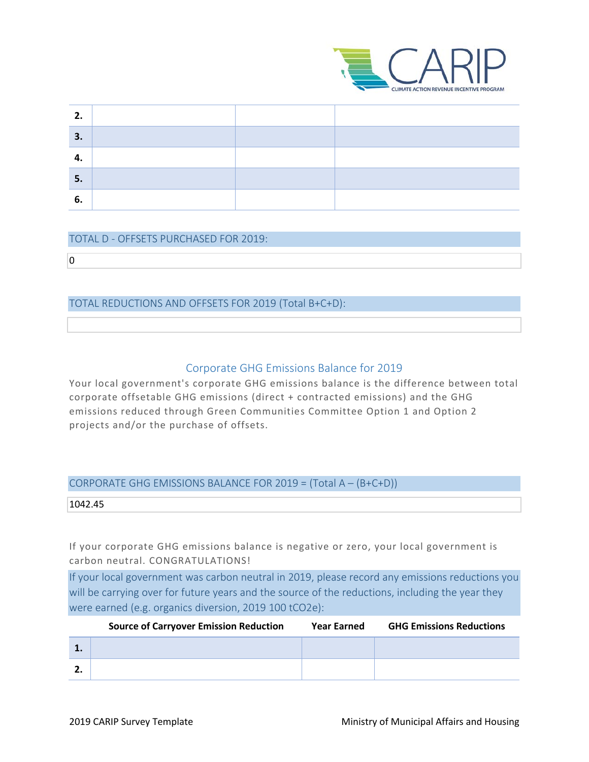| | | | |
|---|---|---|---|
| **2.** | | | |
| **3.** | | | |
| **4.** | | | |
| **5.** | | | |
| **6.** | | | |

TOTAL D - OFFSETS PURCHASED FOR 2019:

0

TOTAL REDUCTIONS AND OFFSETS FOR 2019 (Total B+C+D):

## Corporate GHG Emissions Balance for 2019

Your local government's corporate GHG emissions balance is the difference between total corporate offsetable GHG emissions (direct + contracted emissions) and the GHG emissions reduced through Green Communities Committee Option 1 and Option 2 projects and/or the purchase of offsets.

CORPORATE GHG EMISSIONS BALANCE FOR 2019 = (Total A – (B+C+D))

1042.45

If your corporate GHG emissions balance is negative or zero, your local government is carbon neutral. CONGRATULATIONS!

If your local government was carbon neutral in 2019, please record any emissions reductions you will be carrying over for future years and the source of the reductions, including the year they were earned (e.g. organics diversion, 2019 100 $tCO_2e$):

| | Source of Carryover Emission Reduction | Year Earned | GHG Emissions Reductions |
|---|---|---|---|
| **1.** | | | |
| **2.** | | | |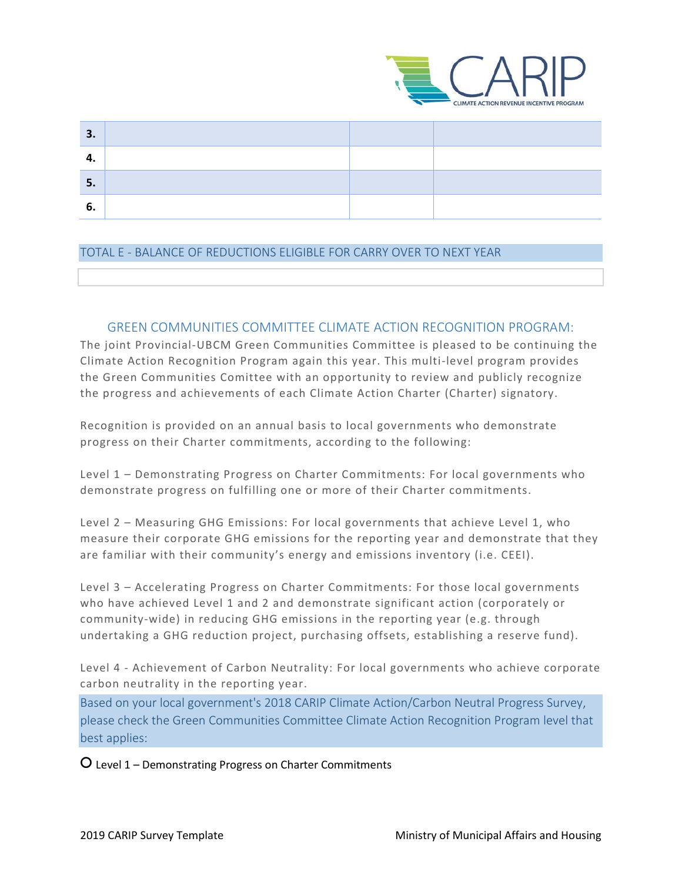| 3. | | | |
|---|---|---|---|
| 4. | | | |
| 5. | | | |
| 6. | | | |

TOTAL E - BALANCE OF REDUCTIONS ELIGIBLE FOR CARRY OVER TO NEXT YEAR

## GREEN COMMUNITIES COMMITTEE CLIMATE ACTION RECOGNITION PROGRAM:

The joint Provincial-UBCM Green Communities Committee is pleased to be continuing the Climate Action Recognition Program again this year. This multi-level program provides the Green Communities Comittee with an opportunity to review and publicly recognize the progress and achievements of each Climate Action Charter (Charter) signatory.

Recognition is provided on an annual basis to local governments who demonstrate progress on their Charter commitments, according to the following:

Level 1 – Demonstrating Progress on Charter Commitments: For local governments who demonstrate progress on fulfilling one or more of their Charter commitments.

Level 2 – Measuring GHG Emissions: For local governments that achieve Level 1, who measure their corporate GHG emissions for the reporting year and demonstrate that they are familiar with their community's energy and emissions inventory (i.e. CEEI).

Level 3 – Accelerating Progress on Charter Commitments: For those local governments who have achieved Level 1 and 2 and demonstrate significant action (corporately or community-wide) in reducing GHG emissions in the reporting year (e.g. through undertaking a GHG reduction project, purchasing offsets, establishing a reserve fund).

Level 4 - Achievement of Carbon Neutrality: For local governments who achieve corporate carbon neutrality in the reporting year.

Based on your local government's 2018 CARIP Climate Action/Carbon Neutral Progress Survey, please check the Green Communities Committee Climate Action Recognition Program level that best applies:

- ○ Level 1 – Demonstrating Progress on Charter Commitments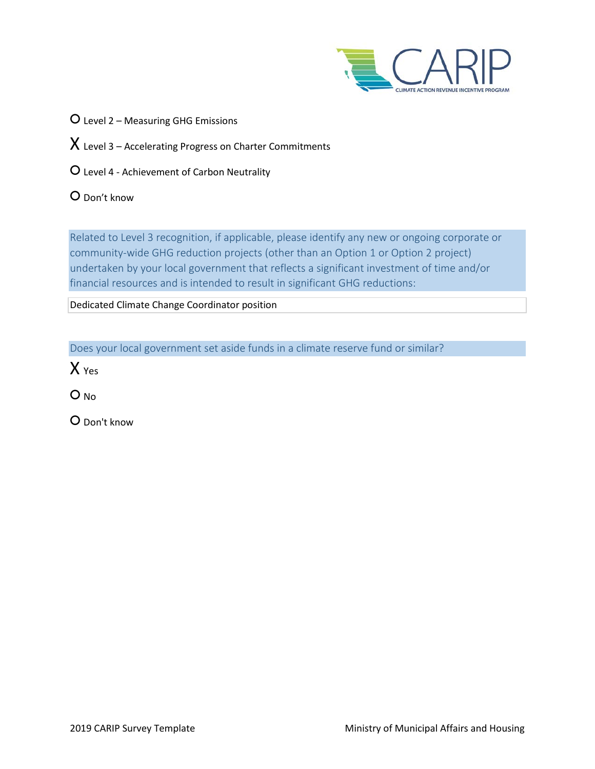O Level 2 – Measuring GHG Emissions

X Level 3 – Accelerating Progress on Charter Commitments

O Level 4 - Achievement of Carbon Neutrality

O Don't know

Related to Level 3 recognition, if applicable, please identify any new or ongoing corporate or community-wide GHG reduction projects (other than an Option 1 or Option 2 project) undertaken by your local government that reflects a significant investment of time and/or financial resources and is intended to result in significant GHG reductions:

Dedicated Climate Change Coordinator position

Does your local government set aside funds in a climate reserve fund or similar?

X Yes

O No

O Don't know